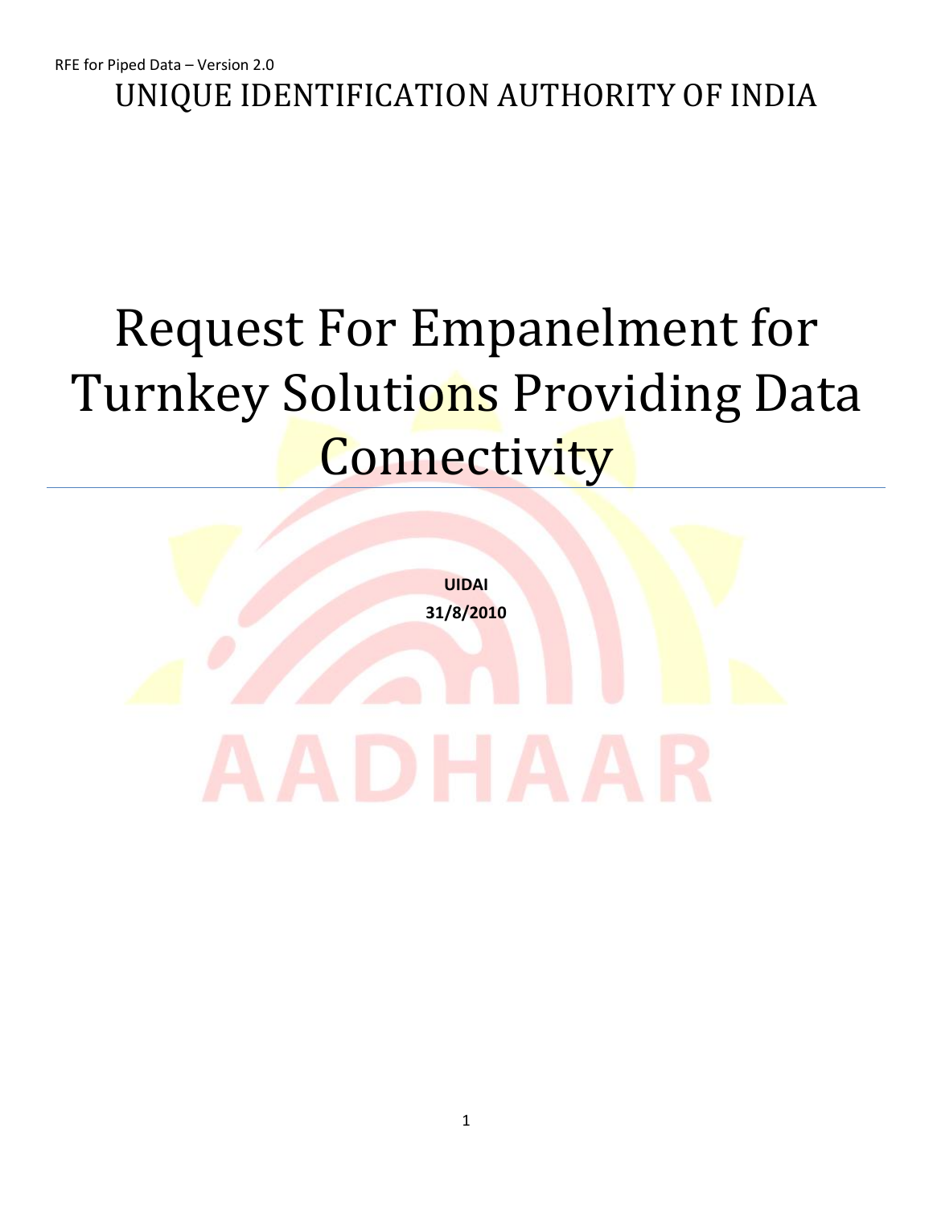# UNIQUE IDENTIFICATION AUTHORITY OF INDIA

# Request For Empanelment for Turnkey Solutions Providing Data Connectivity

**UIDAI**

**31/8/2010**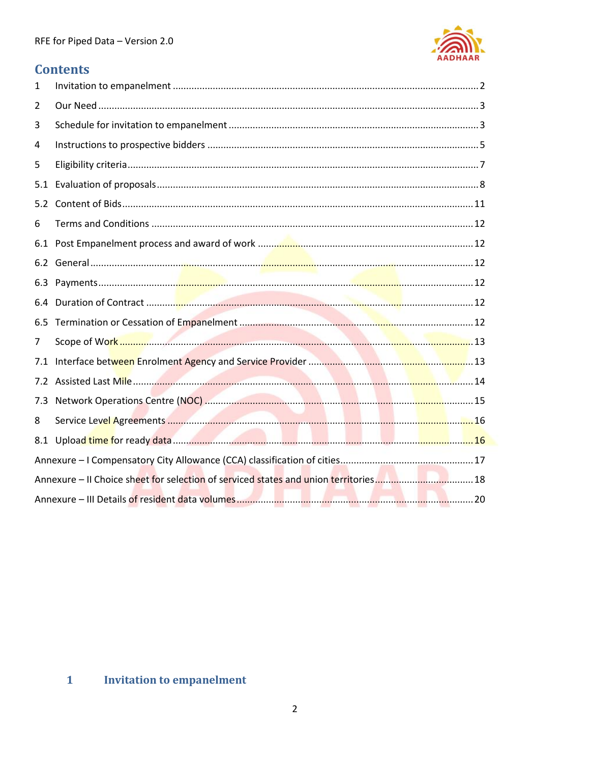## Contents

| | | |
|---|---|---|
| 1 | Invitation to empanelment | 2 |
| 2 | Our Need | 3 |
| 3 | Schedule for invitation to empanelment | 3 |
| 4 | Instructions to prospective bidders | 5 |
| 5 | Eligibility criteria | 7 |
| 5.1 | Evaluation of proposals | 8 |
| 5.2 | Content of Bids | 11 |
| 6 | Terms and Conditions | 12 |
| 6.1 | Post Empanelment process and award of work | 12 |
| 6.2 | General | 12 |
| 6.3 | Payments | 12 |
| 6.4 | Duration of Contract | 12 |
| 6.5 | Termination or Cessation of Empanelment | 12 |
| 7 | Scope of Work | 13 |
| 7.1 | Interface between Enrolment Agency and Service Provider | 13 |
| 7.2 | Assisted Last Mile | 14 |
| 7.3 | Network Operations Centre (NOC) | 15 |
| 8 | Service Level Agreements | 16 |
| 8.1 | Upload time for ready data | 16 |
| | Annexure – I Compensatory City Allowance (CCA) classification of cities | 17 |
| | Annexure – II Choice sheet for selection of serviced states and union territories | 18 |
| | Annexure – III Details of resident data volumes | 20 |

## 1 Invitation to empanelment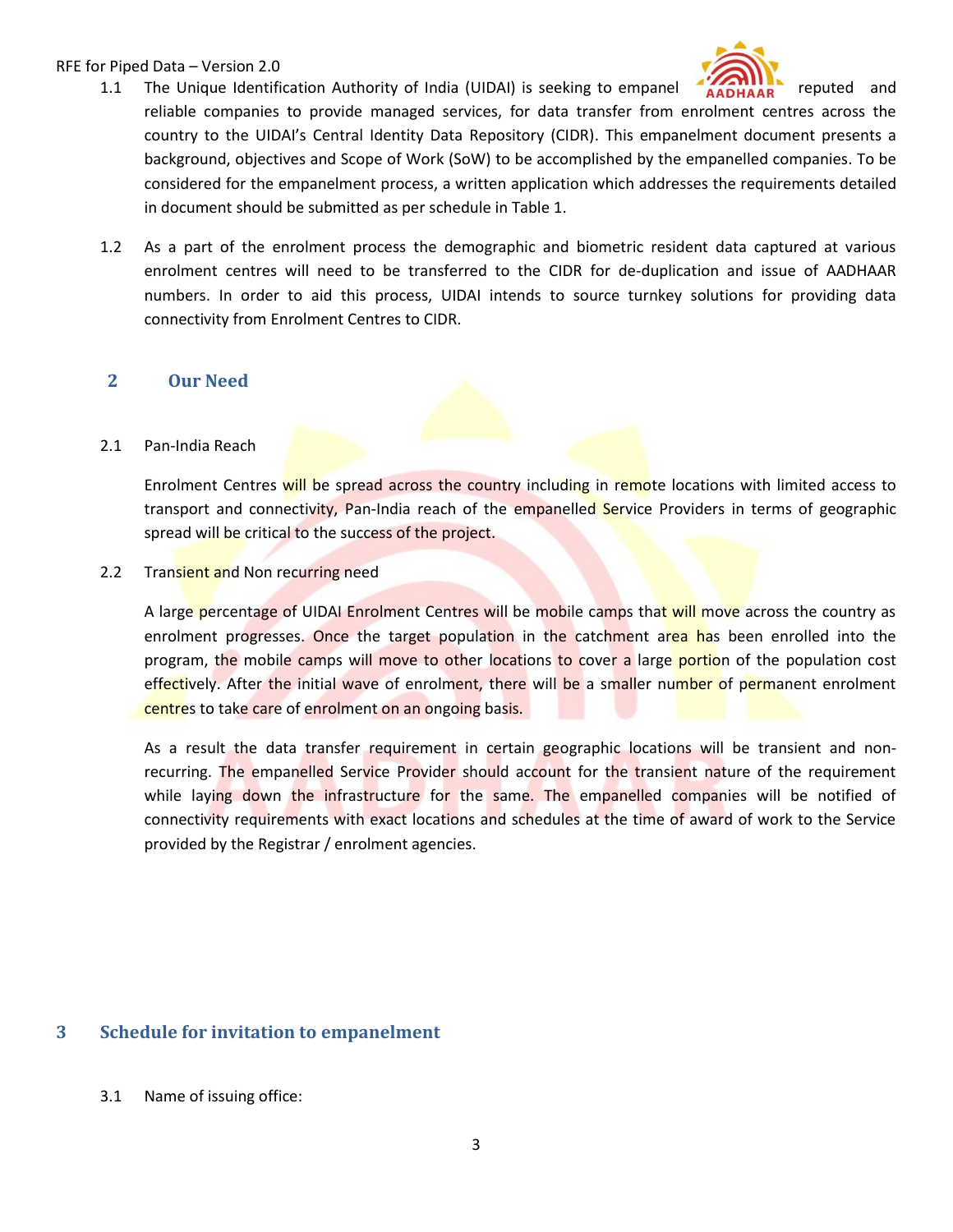1.1 The Unique Identification Authority of India (UIDAI) is seeking to empanel reputed and reliable companies to provide managed services, for data transfer from enrolment centres across the country to the UIDAI's Central Identity Data Repository (CIDR). This empanelment document presents a background, objectives and Scope of Work (SoW) to be accomplished by the empanelled companies. To be considered for the empanelment process, a written application which addresses the requirements detailed in document should be submitted as per schedule in Table 1.

1.2 As a part of the enrolment process the demographic and biometric resident data captured at various enrolment centres will need to be transferred to the CIDR for de-duplication and issue of AADHAAR numbers. In order to aid this process, UIDAI intends to source turnkey solutions for providing data connectivity from Enrolment Centres to CIDR.

## 2 Our Need

2.1 Pan-India Reach

Enrolment Centres will be spread across the country including in remote locations with limited access to transport and connectivity, Pan-India reach of the empanelled Service Providers in terms of geographic spread will be critical to the success of the project.

2.2 Transient and Non recurring need

A large percentage of UIDAI Enrolment Centres will be mobile camps that will move across the country as enrolment progresses. Once the target population in the catchment area has been enrolled into the program, the mobile camps will move to other locations to cover a large portion of the population cost effectively. After the initial wave of enrolment, there will be a smaller number of permanent enrolment centres to take care of enrolment on an ongoing basis.

As a result the data transfer requirement in certain geographic locations will be transient and non-recurring. The empanelled Service Provider should account for the transient nature of the requirement while laying down the infrastructure for the same. The empanelled companies will be notified of connectivity requirements with exact locations and schedules at the time of award of work to the Service provided by the Registrar / enrolment agencies.

## 3 Schedule for invitation to empanelment

3.1 Name of issuing office: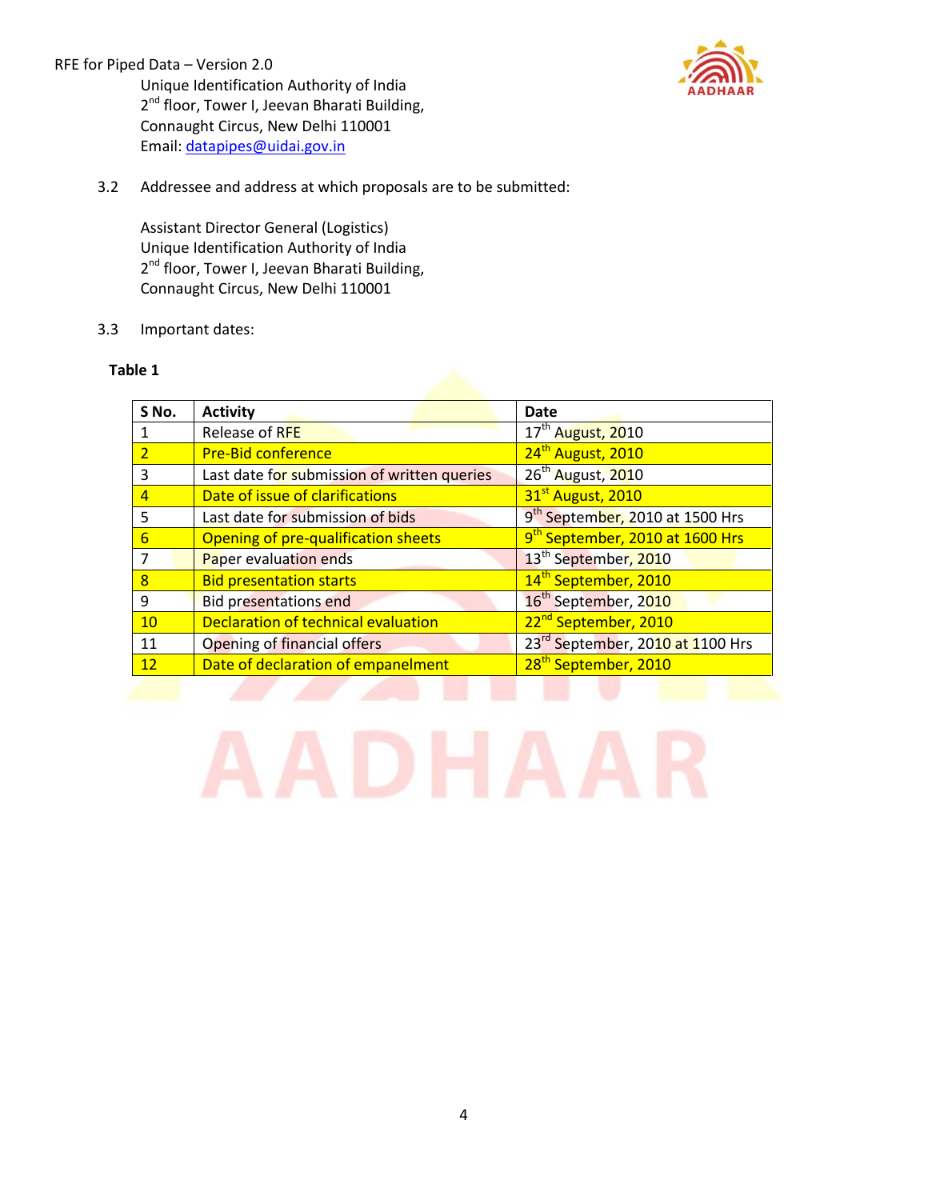Unique Identification Authority of India
2nd floor, Tower I, Jeevan Bharati Building,
Connaught Circus, New Delhi 110001
Email: datapipes@uidai.gov.in

3.2 Addressee and address at which proposals are to be submitted:

Assistant Director General (Logistics)
Unique Identification Authority of India
2nd floor, Tower I, Jeevan Bharati Building,
Connaught Circus, New Delhi 110001

3.3 Important dates:

**Table 1**

| S No. | Activity | Date |
|---|---|---|
| 1 | Release of RFE | 17th August, 2010 |
| 2 | Pre-Bid conference | 24th August, 2010 |
| 3 | Last date for submission of written queries | 26th August, 2010 |
| 4 | Date of issue of clarifications | 31st August, 2010 |
| 5 | Last date for submission of bids | 9th September, 2010 at 1500 Hrs |
| 6 | Opening of pre-qualification sheets | 9th September, 2010 at 1600 Hrs |
| 7 | Paper evaluation ends | 13th September, 2010 |
| 8 | Bid presentation starts | 14th September, 2010 |
| 9 | Bid presentations end | 16th September, 2010 |
| 10 | Declaration of technical evaluation | 22nd September, 2010 |
| 11 | Opening of financial offers | 23rd September, 2010 at 1100 Hrs |
| 12 | Date of declaration of empanelment | 28th September, 2010 |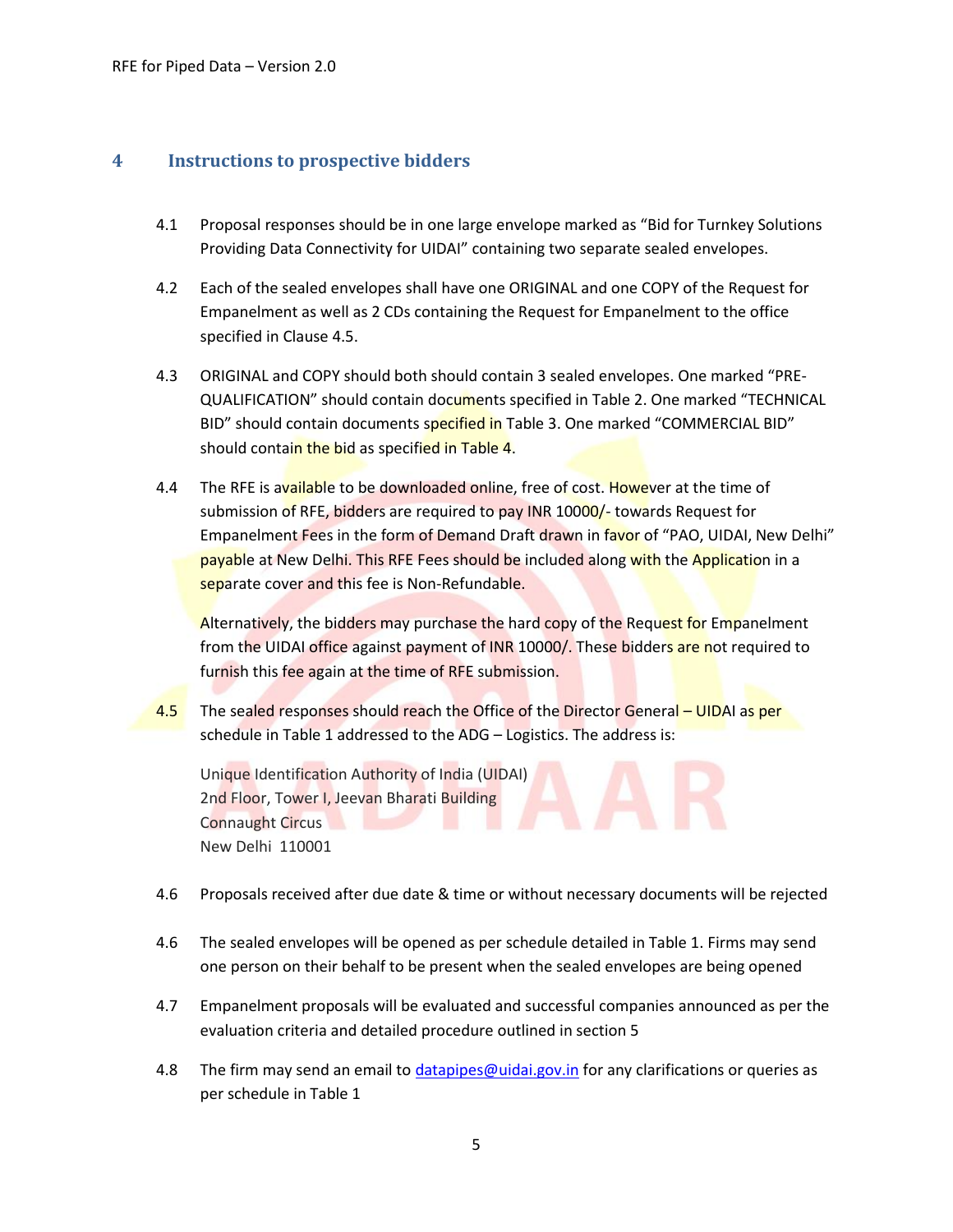## 4 Instructions to prospective bidders

4.1 Proposal responses should be in one large envelope marked as "Bid for Turnkey Solutions Providing Data Connectivity for UIDAI" containing two separate sealed envelopes.

4.2 Each of the sealed envelopes shall have one ORIGINAL and one COPY of the Request for Empanelment as well as 2 CDs containing the Request for Empanelment to the office specified in Clause 4.5.

4.3 ORIGINAL and COPY should both should contain 3 sealed envelopes. One marked "PRE-QUALIFICATION" should contain documents specified in Table 2. One marked "TECHNICAL BID" should contain documents specified in Table 3. One marked "COMMERCIAL BID" should contain the bid as specified in Table 4.

4.4 The RFE is available to be downloaded online, free of cost. However at the time of submission of RFE, bidders are required to pay INR 10000/- towards Request for Empanelment Fees in the form of Demand Draft drawn in favor of "PAO, UIDAI, New Delhi" payable at New Delhi. This RFE Fees should be included along with the Application in a separate cover and this fee is Non-Refundable.

Alternatively, the bidders may purchase the hard copy of the Request for Empanelment from the UIDAI office against payment of INR 10000/. These bidders are not required to furnish this fee again at the time of RFE submission.

4.5 The sealed responses should reach the Office of the Director General – UIDAI as per schedule in Table 1 addressed to the ADG – Logistics. The address is:

Unique Identification Authority of India (UIDAI)
2nd Floor, Tower I, Jeevan Bharati Building
Connaught Circus
New Delhi 110001

4.6 Proposals received after due date & time or without necessary documents will be rejected

4.6 The sealed envelopes will be opened as per schedule detailed in Table 1. Firms may send one person on their behalf to be present when the sealed envelopes are being opened

4.7 Empanelment proposals will be evaluated and successful companies announced as per the evaluation criteria and detailed procedure outlined in section 5

4.8 The firm may send an email to datapipes@uidai.gov.in for any clarifications or queries as per schedule in Table 1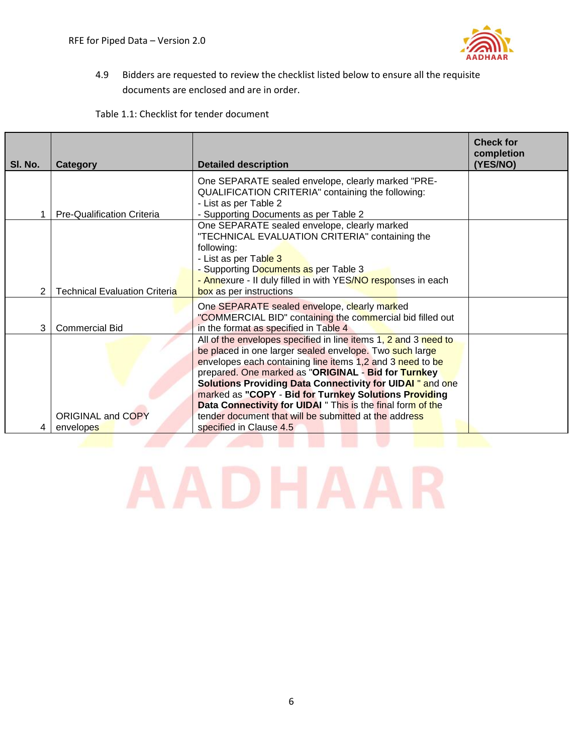4.9 Bidders are requested to review the checklist listed below to ensure all the requisite documents are enclosed and are in order.

Table 1.1: Checklist for tender document

| Sl. No. | Category | Detailed description | Check for completion (YES/NO) |
|---|---|---|---|
| 1 | Pre-Qualification Criteria | One SEPARATE sealed envelope, clearly marked "PRE-QUALIFICATION CRITERIA" containing the following:<br>- List as per Table 2<br>- Supporting Documents as per Table 2 | |
| 2 | Technical Evaluation Criteria | One SEPARATE sealed envelope, clearly marked "TECHNICAL EVALUATION CRITERIA" containing the following:<br>- List as per Table 3<br>- Supporting Documents as per Table 3<br>- Annexure - II duly filled in with YES/NO responses in each box as per instructions | |
| 3 | Commercial Bid | One SEPARATE sealed envelope, clearly marked "COMMERCIAL BID" containing the commercial bid filled out in the format as specified in Table 4 | |
| 4 | ORIGINAL and COPY envelopes | All of the envelopes specified in line items 1, 2 and 3 need to be placed in one larger sealed envelope. Two such large envelopes each containing line items 1,2 and 3 need to be prepared. One marked as "**ORIGINAL - Bid for Turnkey Solutions Providing Data Connectivity for UIDAI** " and one marked as **"COPY - Bid for Turnkey Solutions Providing Data Connectivity for UIDAI** " This is the final form of the tender document that will be submitted at the address specified in Clause 4.5 | |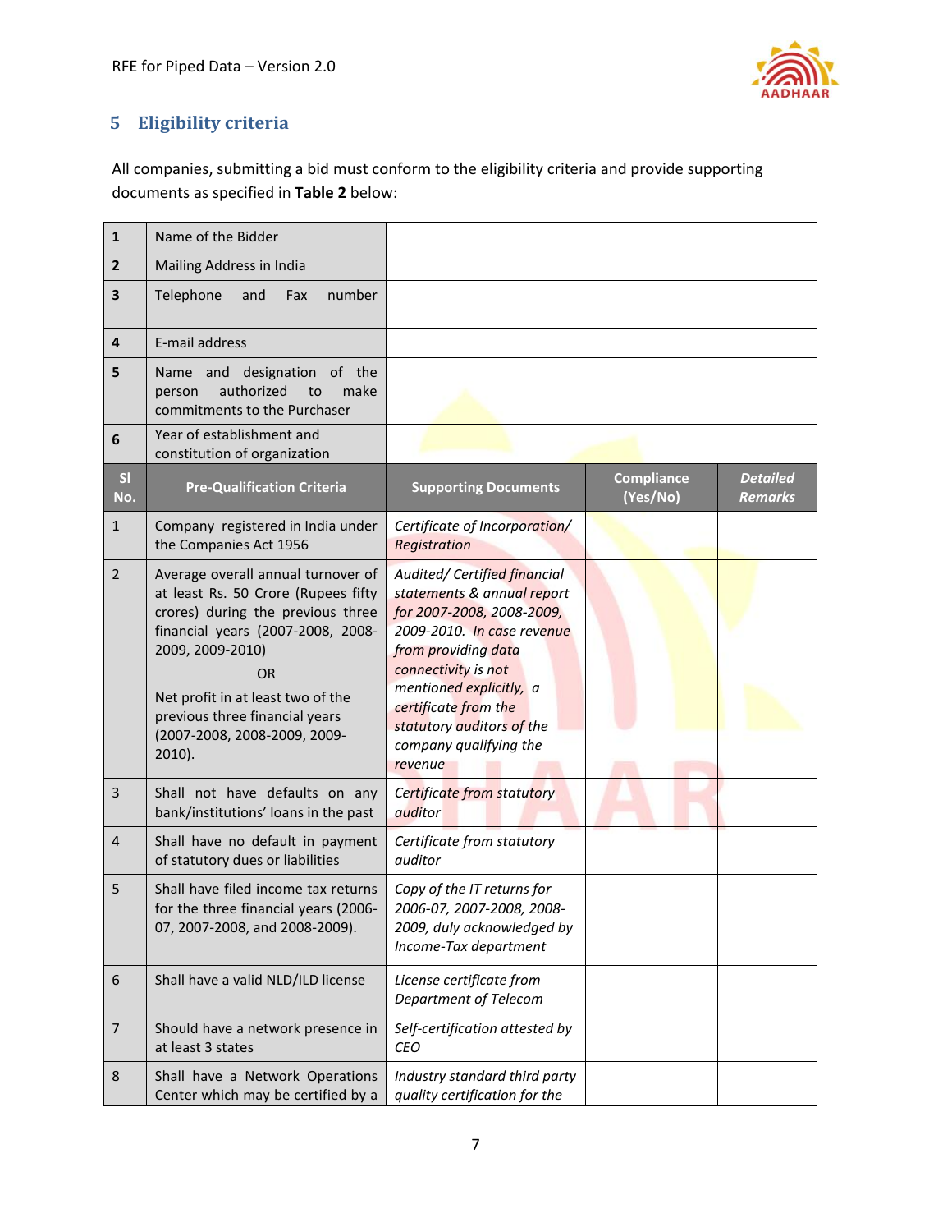## 5 Eligibility criteria

All companies, submitting a bid must conform to the eligibility criteria and provide supporting documents as specified in **Table 2** below:

| | | |
|---|---|---|
| **1** | Name of the Bidder | |
| **2** | Mailing Address in India | |
| **3** | Telephone and Fax number | |
| **4** | E-mail address | |
| **5** | Name and designation of the person authorized to make commitments to the Purchaser | |
| **6** | Year of establishment and constitution of organization | |

| Sl No. | Pre-Qualification Criteria | Supporting Documents | Compliance (Yes/No) | *Detailed Remarks* |
|---|---|---|---|---|
| 1 | Company registered in India under the Companies Act 1956 | *Certificate of Incorporation/ Registration* | | |
| 2 | Average overall annual turnover of at least Rs. 50 Crore (Rupees fifty crores) during the previous three financial years (2007-2008, 2008-2009, 2009-2010)<br>OR<br>Net profit in at least two of the previous three financial years (2007-2008, 2008-2009, 2009-2010). | *Audited/ Certified financial statements & annual report for 2007-2008, 2008-2009, 2009-2010. In case revenue from providing data connectivity is not mentioned explicitly, a certificate from the statutory auditors of the company qualifying the revenue* | | |
| 3 | Shall not have defaults on any bank/institutions' loans in the past | *Certificate from statutory auditor* | | |
| 4 | Shall have no default in payment of statutory dues or liabilities | *Certificate from statutory auditor* | | |
| 5 | Shall have filed income tax returns for the three financial years (2006-07, 2007-2008, and 2008-2009). | *Copy of the IT returns for 2006-07, 2007-2008, 2008-2009, duly acknowledged by Income-Tax department* | | |
| 6 | Shall have a valid NLD/ILD license | *License certificate from Department of Telecom* | | |
| 7 | Should have a network presence in at least 3 states | *Self-certification attested by CEO* | | |
| 8 | Shall have a Network Operations Center which may be certified by a | *Industry standard third party quality certification for the* | | |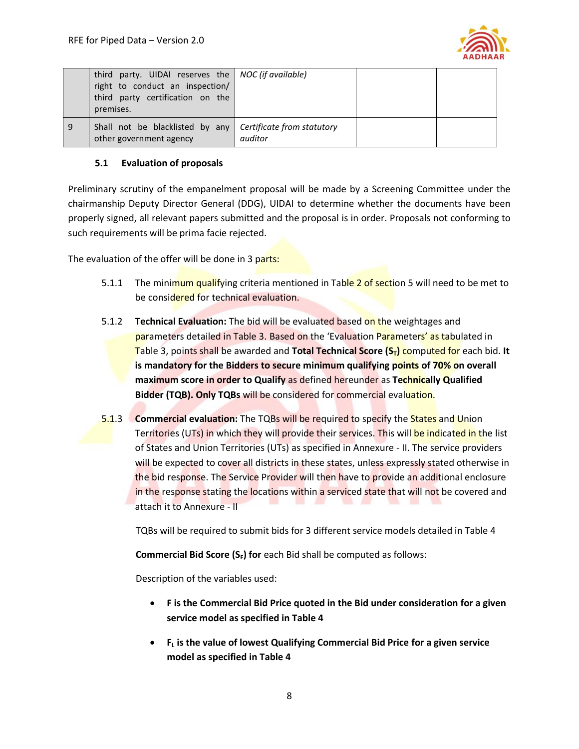|  | third party. UIDAI reserves the right to conduct an inspection/ third party certification on the premises. | *NOC (if available)* |  |  |
|---|---|---|---|---|
| 9 | Shall not be blacklisted by any other government agency | *Certificate from statutory auditor* |  |  |

### 5.1 Evaluation of proposals

Preliminary scrutiny of the empanelment proposal will be made by a Screening Committee under the chairmanship Deputy Director General (DDG), UIDAI to determine whether the documents have been properly signed, all relevant papers submitted and the proposal is in order. Proposals not conforming to such requirements will be prima facie rejected.

The evaluation of the offer will be done in 3 parts:

5.1.1 The minimum qualifying criteria mentioned in Table 2 of section 5 will need to be met to be considered for technical evaluation.

5.1.2 **Technical Evaluation:** The bid will be evaluated based on the weightages and parameters detailed in Table 3. Based on the 'Evaluation Parameters' as tabulated in Table 3, points shall be awarded and **Total Technical Score ($S_T$)** computed for each bid. **It is mandatory for the Bidders to secure minimum qualifying points of 70% on overall maximum score in order to Qualify** as defined hereunder as **Technically Qualified Bidder (TQB). Only TQBs** will be considered for commercial evaluation.

5.1.3 **Commercial evaluation:** The TQBs will be required to specify the States and Union Territories (UTs) in which they will provide their services. This will be indicated in the list of States and Union Territories (UTs) as specified in Annexure - II. The service providers will be expected to cover all districts in these states, unless expressly stated otherwise in the bid response. The Service Provider will then have to provide an additional enclosure in the response stating the locations within a serviced state that will not be covered and attach it to Annexure - II

TQBs will be required to submit bids for 3 different service models detailed in Table 4

**Commercial Bid Score ($S_F$) for** each Bid shall be computed as follows:

Description of the variables used:

- **F is the Commercial Bid Price quoted in the Bid under consideration for a given service model as specified in Table 4**
- **$F_L$ is the value of lowest Qualifying Commercial Bid Price for a given service model as specified in Table 4**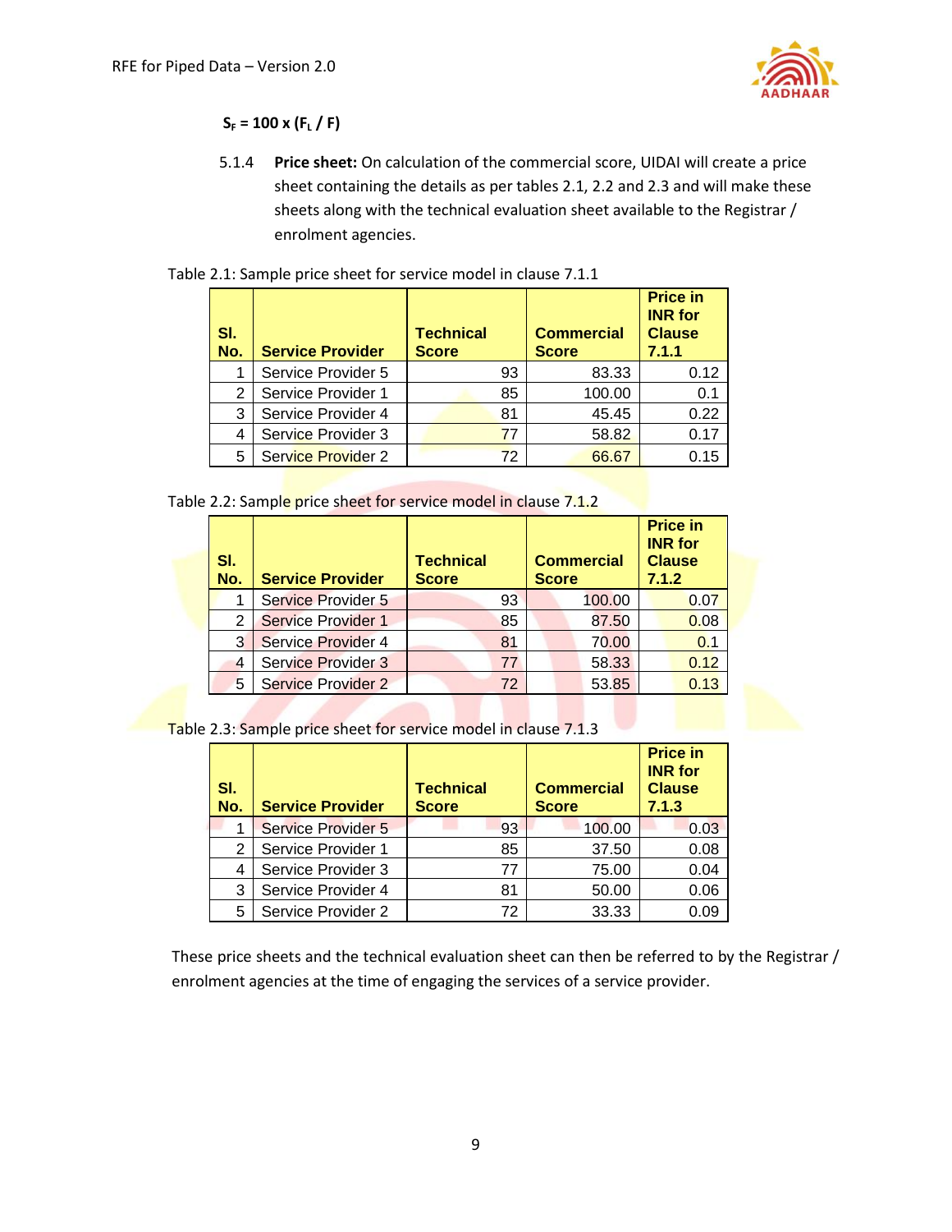$S_F = 100 \times (F_L / F)$

5.1.4 **Price sheet:** On calculation of the commercial score, UIDAI will create a price sheet containing the details as per tables 2.1, 2.2 and 2.3 and will make these sheets along with the technical evaluation sheet available to the Registrar / enrolment agencies.

Table 2.1: Sample price sheet for service model in clause 7.1.1

| Sl. No. | Service Provider | Technical Score | Commercial Score | Price in INR for Clause 7.1.1 |
|---|---|---|---|---|
| 1 | Service Provider 5 | 93 | 83.33 | 0.12 |
| 2 | Service Provider 1 | 85 | 100.00 | 0.1 |
| 3 | Service Provider 4 | 81 | 45.45 | 0.22 |
| 4 | Service Provider 3 | 77 | 58.82 | 0.17 |
| 5 | Service Provider 2 | 72 | 66.67 | 0.15 |

Table 2.2: Sample price sheet for service model in clause 7.1.2

| Sl. No. | Service Provider | Technical Score | Commercial Score | Price in INR for Clause 7.1.2 |
|---|---|---|---|---|
| 1 | Service Provider 5 | 93 | 100.00 | 0.07 |
| 2 | Service Provider 1 | 85 | 87.50 | 0.08 |
| 3 | Service Provider 4 | 81 | 70.00 | 0.1 |
| 4 | Service Provider 3 | 77 | 58.33 | 0.12 |
| 5 | Service Provider 2 | 72 | 53.85 | 0.13 |

Table 2.3: Sample price sheet for service model in clause 7.1.3

| Sl. No. | Service Provider | Technical Score | Commercial Score | Price in INR for Clause 7.1.3 |
|---|---|---|---|---|
| 1 | Service Provider 5 | 93 | 100.00 | 0.03 |
| 2 | Service Provider 1 | 85 | 37.50 | 0.08 |
| 4 | Service Provider 3 | 77 | 75.00 | 0.04 |
| 3 | Service Provider 4 | 81 | 50.00 | 0.06 |
| 5 | Service Provider 2 | 72 | 33.33 | 0.09 |

These price sheets and the technical evaluation sheet can then be referred to by the Registrar / enrolment agencies at the time of engaging the services of a service provider.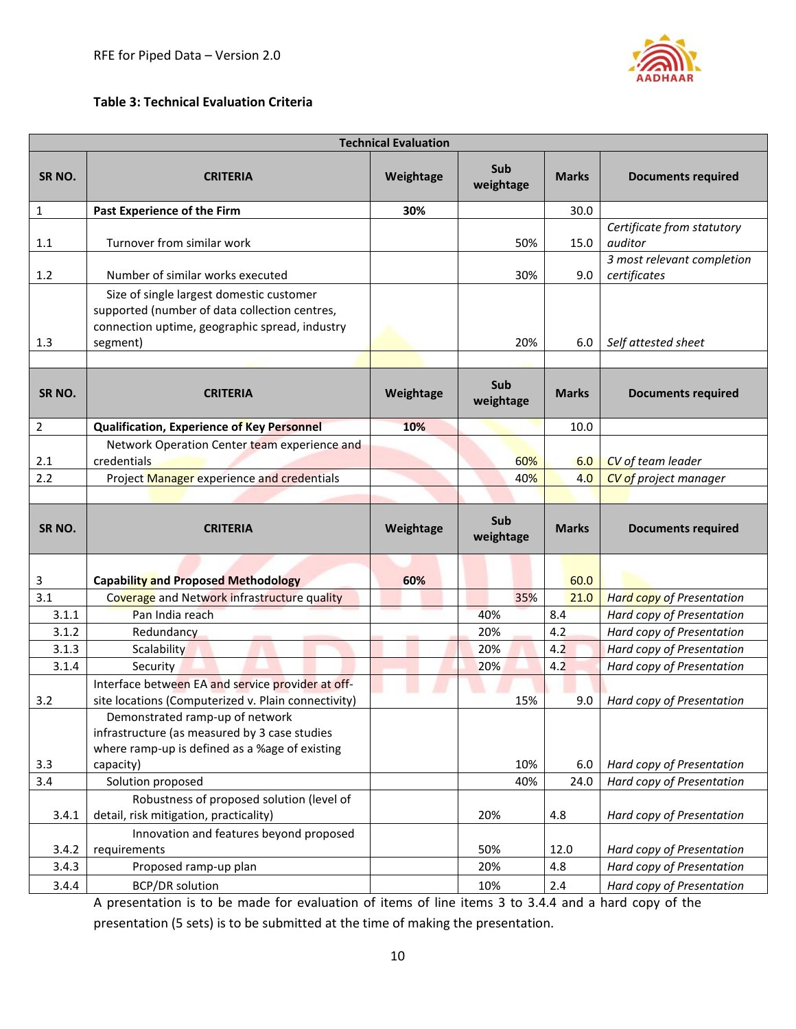**Table 3: Technical Evaluation Criteria**

| Technical Evaluation | | | | | |
|---|---|---|---|---|---|
| **SR NO.** | **CRITERIA** | **Weightage** | **Sub weightage** | **Marks** | **Documents required** |
| 1 | **Past Experience of the Firm** | **30%** | | 30.0 | |
| 1.1 | Turnover from similar work | | 50% | 15.0 | *Certificate from statutory auditor* |
| 1.2 | Number of similar works executed | | 30% | 9.0 | *3 most relevant completion certificates* |
| 1.3 | Size of single largest domestic customer supported (number of data collection centres, connection uptime, geographic spread, industry segment) | | 20% | 6.0 | *Self attested sheet* |
| | | | | | |
| **SR NO.** | **CRITERIA** | **Weightage** | **Sub weightage** | **Marks** | **Documents required** |
| 2 | **Qualification, Experience of Key Personnel** | **10%** | | 10.0 | |
| 2.1 | Network Operation Center team experience and credentials | | 60% | 6.0 | *CV of team leader* |
| 2.2 | Project Manager experience and credentials | | 40% | 4.0 | *CV of project manager* |
| | | | | | |
| **SR NO.** | **CRITERIA** | **Weightage** | **Sub weightage** | **Marks** | **Documents required** |
| 3 | **Capability and Proposed Methodology** | **60%** | | 60.0 | |
| 3.1 | Coverage and Network infrastructure quality | | 35% | 21.0 | *Hard copy of Presentation* |
| 3.1.1 | Pan India reach | | 40% | 8.4 | *Hard copy of Presentation* |
| 3.1.2 | Redundancy | | 20% | 4.2 | *Hard copy of Presentation* |
| 3.1.3 | Scalability | | 20% | 4.2 | *Hard copy of Presentation* |
| 3.1.4 | Security | | 20% | 4.2 | *Hard copy of Presentation* |
| 3.2 | Interface between EA and service provider at off-site locations (Computerized v. Plain connectivity) | | 15% | 9.0 | *Hard copy of Presentation* |
| 3.3 | Demonstrated ramp-up of network infrastructure (as measured by 3 case studies where ramp-up is defined as a %age of existing capacity) | | 10% | 6.0 | *Hard copy of Presentation* |
| 3.4 | Solution proposed | | 40% | 24.0 | *Hard copy of Presentation* |
| 3.4.1 | Robustness of proposed solution (level of detail, risk mitigation, practicality) | | 20% | 4.8 | *Hard copy of Presentation* |
| 3.4.2 | Innovation and features beyond proposed requirements | | 50% | 12.0 | *Hard copy of Presentation* |
| 3.4.3 | Proposed ramp-up plan | | 20% | 4.8 | *Hard copy of Presentation* |
| 3.4.4 | BCP/DR solution | | 10% | 2.4 | *Hard copy of Presentation* |

A presentation is to be made for evaluation of items of line items 3 to 3.4.4 and a hard copy of the presentation (5 sets) is to be submitted at the time of making the presentation.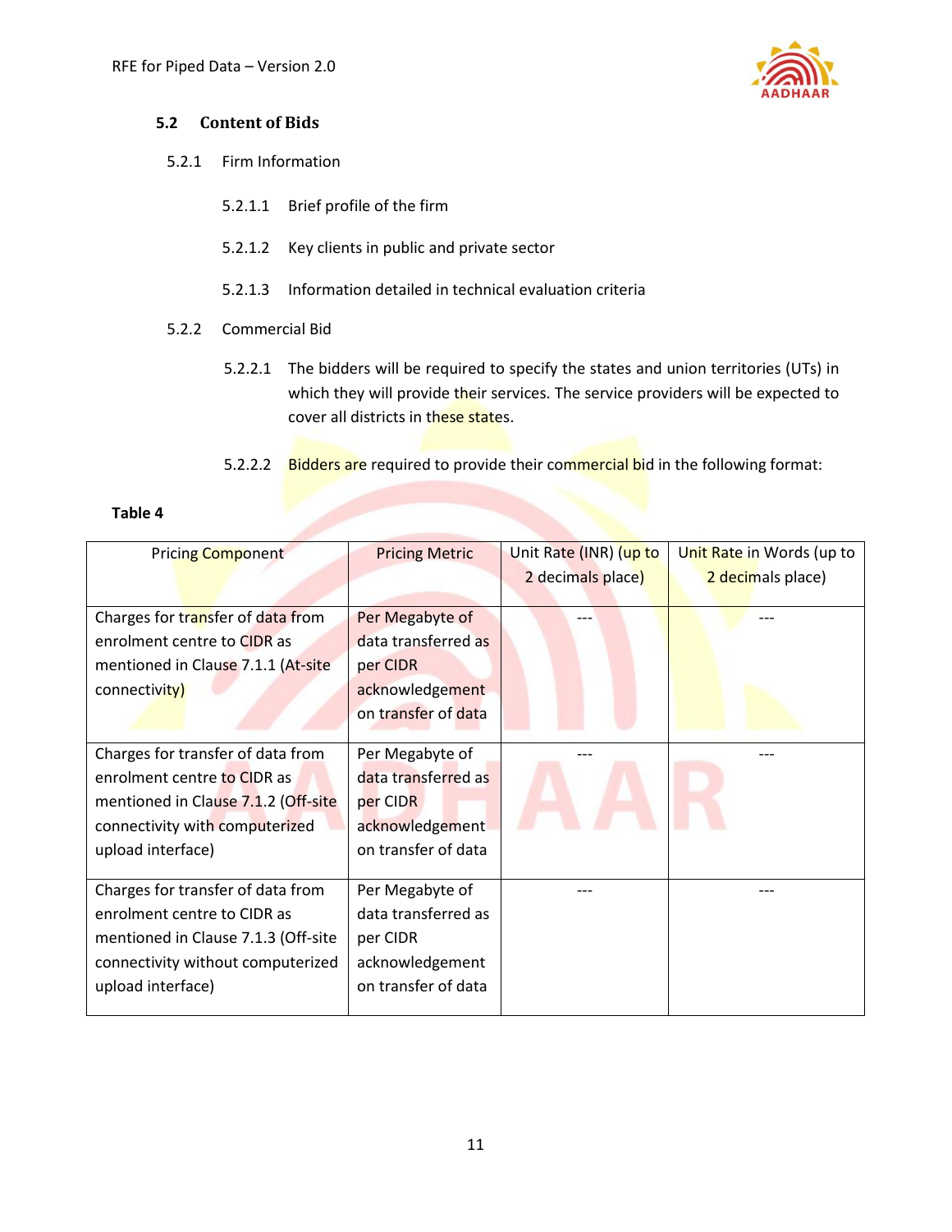### 5.2 Content of Bids

5.2.1 Firm Information

5.2.1.1 Brief profile of the firm

5.2.1.2 Key clients in public and private sector

5.2.1.3 Information detailed in technical evaluation criteria

5.2.2 Commercial Bid

5.2.2.1 The bidders will be required to specify the states and union territories (UTs) in which they will provide their services. The service providers will be expected to cover all districts in these states.

5.2.2.2 Bidders are required to provide their commercial bid in the following format:

**Table 4**

| Pricing Component | Pricing Metric | Unit Rate (INR) (up to 2 decimals place) | Unit Rate in Words (up to 2 decimals place) |
|---|---|---|---|
| Charges for transfer of data from enrolment centre to CIDR as mentioned in Clause 7.1.1 (At-site connectivity) | Per Megabyte of data transferred as per CIDR acknowledgement on transfer of data | --- | --- |
| Charges for transfer of data from enrolment centre to CIDR as mentioned in Clause 7.1.2 (Off-site connectivity with computerized upload interface) | Per Megabyte of data transferred as per CIDR acknowledgement on transfer of data | --- | --- |
| Charges for transfer of data from enrolment centre to CIDR as mentioned in Clause 7.1.3 (Off-site connectivity without computerized upload interface) | Per Megabyte of data transferred as per CIDR acknowledgement on transfer of data | --- | --- |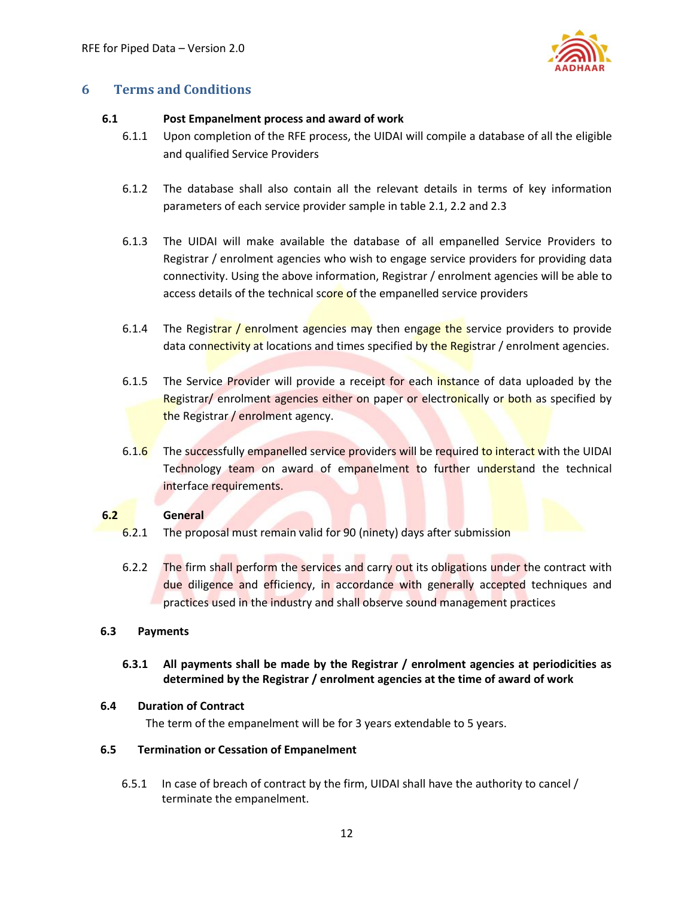# 6 Terms and Conditions

## 6.1 Post Empanelment process and award of work

6.1.1 Upon completion of the RFE process, the UIDAI will compile a database of all the eligible and qualified Service Providers

6.1.2 The database shall also contain all the relevant details in terms of key information parameters of each service provider sample in table 2.1, 2.2 and 2.3

6.1.3 The UIDAI will make available the database of all empanelled Service Providers to Registrar / enrolment agencies who wish to engage service providers for providing data connectivity. Using the above information, Registrar / enrolment agencies will be able to access details of the technical score of the empanelled service providers

6.1.4 The Registrar / enrolment agencies may then engage the service providers to provide data connectivity at locations and times specified by the Registrar / enrolment agencies.

6.1.5 The Service Provider will provide a receipt for each instance of data uploaded by the Registrar/ enrolment agencies either on paper or electronically or both as specified by the Registrar / enrolment agency.

6.1.6 The successfully empanelled service providers will be required to interact with the UIDAI Technology team on award of empanelment to further understand the technical interface requirements.

## 6.2 General

6.2.1 The proposal must remain valid for 90 (ninety) days after submission

6.2.2 The firm shall perform the services and carry out its obligations under the contract with due diligence and efficiency, in accordance with generally accepted techniques and practices used in the industry and shall observe sound management practices

## 6.3 Payments

**6.3.1 All payments shall be made by the Registrar / enrolment agencies at periodicities as determined by the Registrar / enrolment agencies at the time of award of work**

## 6.4 Duration of Contract

The term of the empanelment will be for 3 years extendable to 5 years.

## 6.5 Termination or Cessation of Empanelment

6.5.1 In case of breach of contract by the firm, UIDAI shall have the authority to cancel / terminate the empanelment.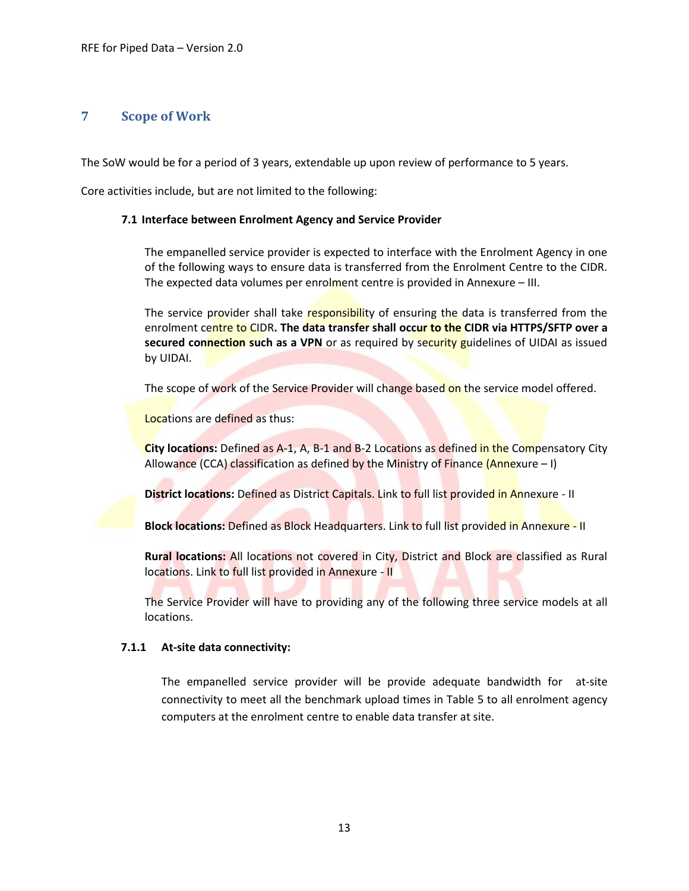## 7 Scope of Work

The SoW would be for a period of 3 years, extendable up upon review of performance to 5 years.

Core activities include, but are not limited to the following:

### 7.1 Interface between Enrolment Agency and Service Provider

The empanelled service provider is expected to interface with the Enrolment Agency in one of the following ways to ensure data is transferred from the Enrolment Centre to the CIDR. The expected data volumes per enrolment centre is provided in Annexure – III.

The service provider shall take responsibility of ensuring the data is transferred from the enrolment centre to CIDR**. The data transfer shall occur to the CIDR via HTTPS/SFTP over a secured connection such as a VPN** or as required by security guidelines of UIDAI as issued by UIDAI.

The scope of work of the Service Provider will change based on the service model offered.

Locations are defined as thus:

**City locations:** Defined as A-1, A, B-1 and B-2 Locations as defined in the Compensatory City Allowance (CCA) classification as defined by the Ministry of Finance (Annexure – I)

**District locations:** Defined as District Capitals. Link to full list provided in Annexure - II

**Block locations:** Defined as Block Headquarters. Link to full list provided in Annexure - II

**Rural locations:** All locations not covered in City, District and Block are classified as Rural locations. Link to full list provided in Annexure - II

The Service Provider will have to providing any of the following three service models at all locations.

#### 7.1.1 At-site data connectivity:

The empanelled service provider will be provide adequate bandwidth for at-site connectivity to meet all the benchmark upload times in Table 5 to all enrolment agency computers at the enrolment centre to enable data transfer at site.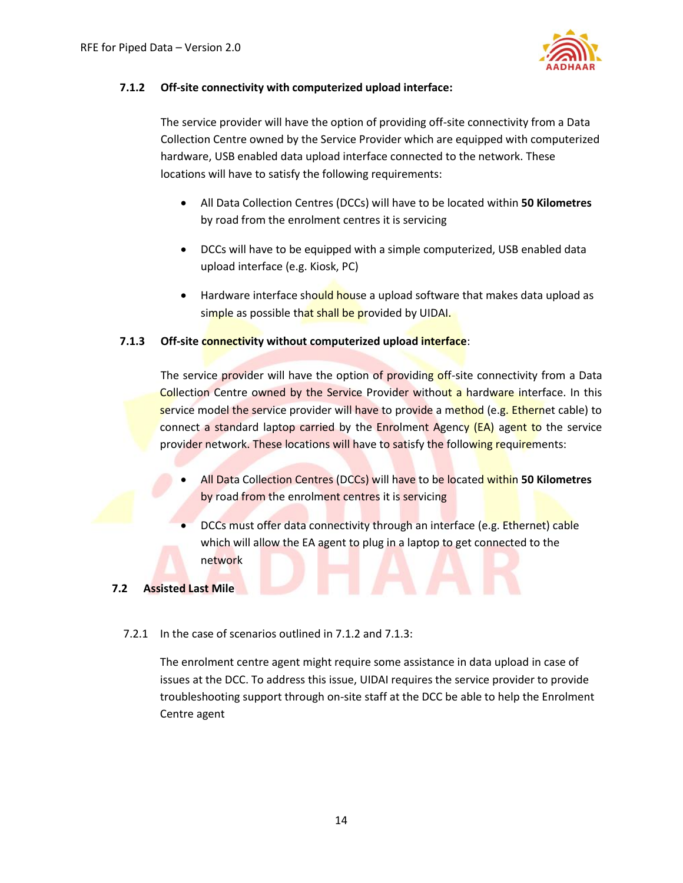#### 7.1.2 Off-site connectivity with computerized upload interface:

The service provider will have the option of providing off-site connectivity from a Data Collection Centre owned by the Service Provider which are equipped with computerized hardware, USB enabled data upload interface connected to the network. These locations will have to satisfy the following requirements:

- All Data Collection Centres (DCCs) will have to be located within **50 Kilometres** by road from the enrolment centres it is servicing
- DCCs will have to be equipped with a simple computerized, USB enabled data upload interface (e.g. Kiosk, PC)
- Hardware interface should house a upload software that makes data upload as simple as possible that shall be provided by UIDAI.

#### 7.1.3 Off-site connectivity without computerized upload interface:

The service provider will have the option of providing off-site connectivity from a Data Collection Centre owned by the Service Provider without a hardware interface. In this service model the service provider will have to provide a method (e.g. Ethernet cable) to connect a standard laptop carried by the Enrolment Agency (EA) agent to the service provider network. These locations will have to satisfy the following requirements:

- All Data Collection Centres (DCCs) will have to be located within **50 Kilometres** by road from the enrolment centres it is servicing
- DCCs must offer data connectivity through an interface (e.g. Ethernet) cable which will allow the EA agent to plug in a laptop to get connected to the network

### 7.2 Assisted Last Mile

7.2.1 In the case of scenarios outlined in 7.1.2 and 7.1.3:

The enrolment centre agent might require some assistance in data upload in case of issues at the DCC. To address this issue, UIDAI requires the service provider to provide troubleshooting support through on-site staff at the DCC be able to help the Enrolment Centre agent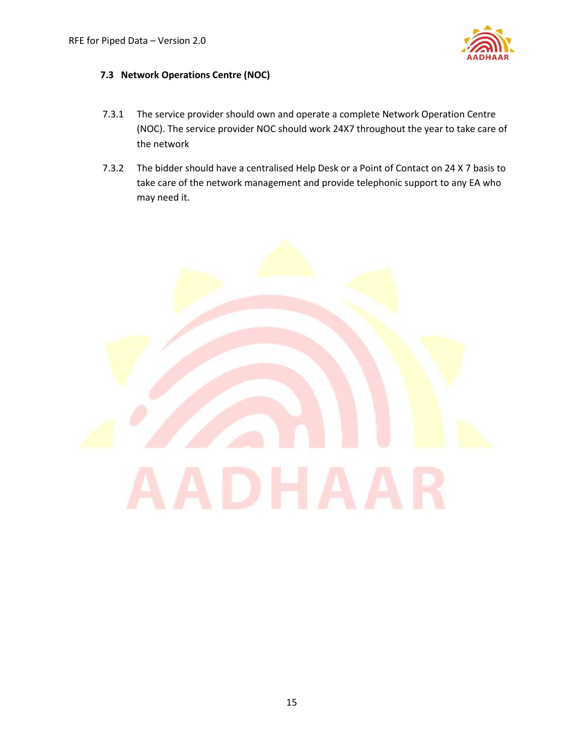### 7.3 Network Operations Centre (NOC)

7.3.1 The service provider should own and operate a complete Network Operation Centre (NOC). The service provider NOC should work 24X7 throughout the year to take care of the network

7.3.2 The bidder should have a centralised Help Desk or a Point of Contact on 24 X 7 basis to take care of the network management and provide telephonic support to any EA who may need it.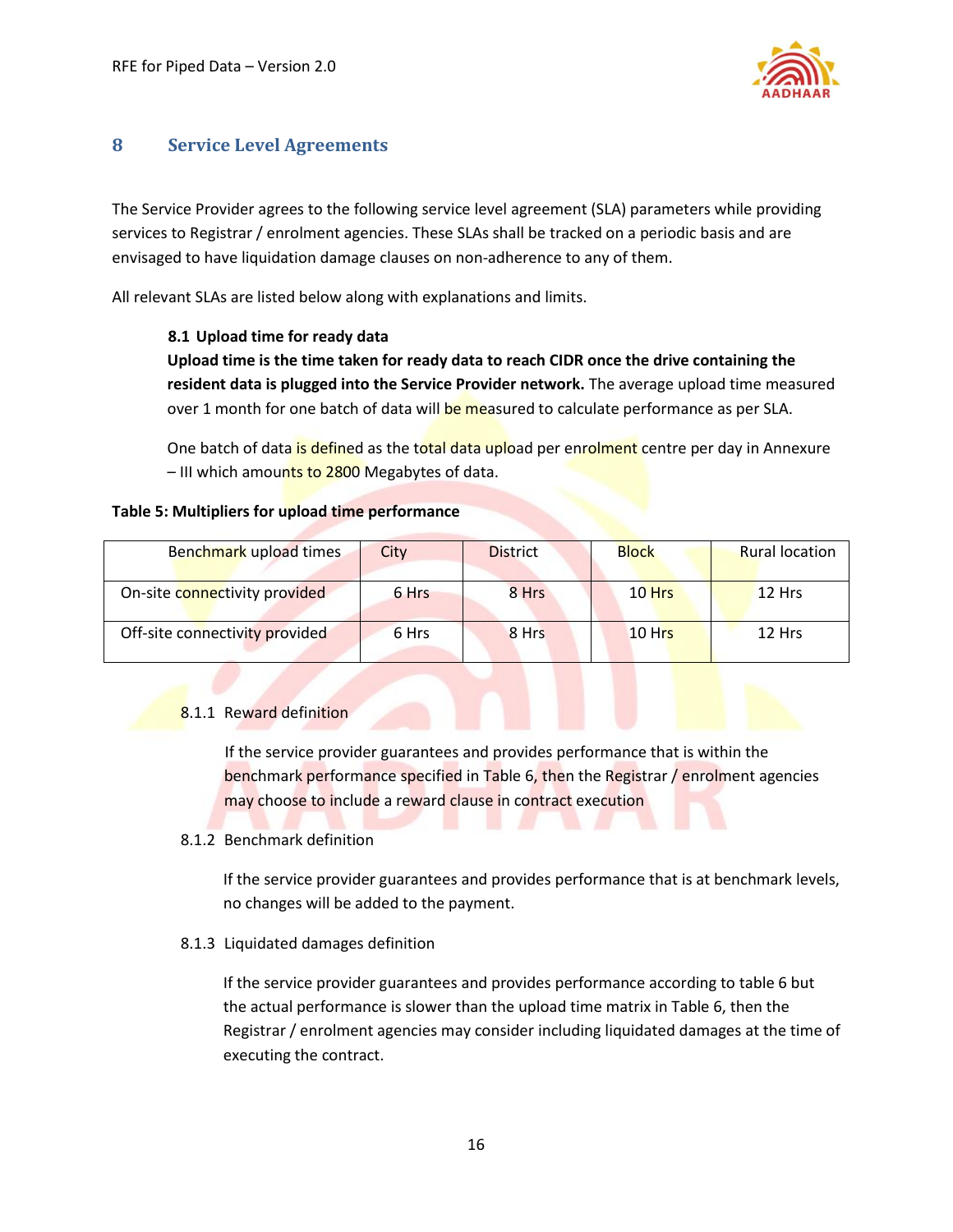## 8 Service Level Agreements

The Service Provider agrees to the following service level agreement (SLA) parameters while providing services to Registrar / enrolment agencies. These SLAs shall be tracked on a periodic basis and are envisaged to have liquidation damage clauses on non-adherence to any of them.

All relevant SLAs are listed below along with explanations and limits.

### 8.1 Upload time for ready data

**Upload time is the time taken for ready data to reach CIDR once the drive containing the resident data is plugged into the Service Provider network.** The average upload time measured over 1 month for one batch of data will be measured to calculate performance as per SLA.

One batch of data is defined as the total data upload per enrolment centre per day in Annexure – III which amounts to 2800 Megabytes of data.

**Table 5: Multipliers for upload time performance**

| Benchmark upload times | City | District | Block | Rural location |
|---|---|---|---|---|
| On-site connectivity provided | 6 Hrs | 8 Hrs | 10 Hrs | 12 Hrs |
| Off-site connectivity provided | 6 Hrs | 8 Hrs | 10 Hrs | 12 Hrs |

#### 8.1.1 Reward definition

If the service provider guarantees and provides performance that is within the benchmark performance specified in Table 6, then the Registrar / enrolment agencies may choose to include a reward clause in contract execution

#### 8.1.2 Benchmark definition

If the service provider guarantees and provides performance that is at benchmark levels, no changes will be added to the payment.

#### 8.1.3 Liquidated damages definition

If the service provider guarantees and provides performance according to table 6 but the actual performance is slower than the upload time matrix in Table 6, then the Registrar / enrolment agencies may consider including liquidated damages at the time of executing the contract.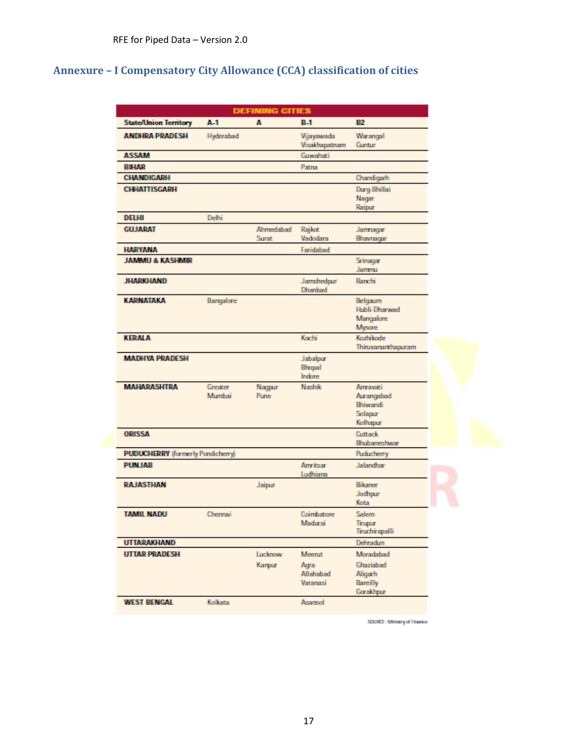## Annexure – I Compensatory City Allowance (CCA) classification of cities

| DEFINING CITIES | | | | |
|---|---|---|---|---|
| **State/Union Territory** | **A-1** | **A** | **B-1** | **B2** |
| **ANDHRA PRADESH** | Hyderabad | | Vijayawada<br>Visakhapatnam | Warangal<br>Guntur |
| **ASSAM** | | | Guwahati | |
| **BIHAR** | | | Patna | |
| **CHANDIGARH** | | | | Chandigarh |
| **CHHATTISGARH** | | | | Durg-Bhillai<br>Nagar<br>Raipur |
| **DELHI** | Delhi | | | |
| **GUJARAT** | | Ahmedabad<br>Surat | Rajkot<br>Vadodara | Jamnagar<br>Bhavnagar |
| **HARYANA** | | | Faridabad | |
| **JAMMU & KASHMIR** | | | | Srinagar<br>Jammu |
| **JHARKHAND** | | | Jamshedpur<br>Dhanbad | Ranchi |
| **KARNATAKA** | Bangalore | | | Belgaum<br>Hubli-Dharwad<br>Mangalore<br>Mysore |
| **KERALA** | | | Kochi | Kozhikode<br>Thiruvananthapuram |
| **MADHYA PRADESH** | | | Jabalpur<br>Bhopal<br>Indore | |
| **MAHARASHTRA** | Greater<br>Mumbai | Nagpur<br>Pune | Nashik | Amravati<br>Aurangabad<br>Bhiwandi<br>Solapur<br>Kolhapur |
| **ORISSA** | | | | Cuttack<br>Bhubaneshwar |
| **PUDUCHERRY** (formerly Pondicherry) | | | | Puducherry |
| **PUNJAB** | | | Amritsar<br>Ludhiana | Jalandhar |
| **RAJASTHAN** | | Jaipur | | Bikaner<br>Jodhpur<br>Kota |
| **TAMIL NADU** | Chennai | | Coimbatore<br>Madurai | Salem<br>Tirupur<br>Tiruchirapalli |
| **UTTARAKHAND** | | | | Dehradun |
| **UTTAR PRADESH** | | Lucknow<br>Kanpur | Meerut<br>Agra<br>Allahabad<br>Varanasi | Moradabad<br>Ghaziabad<br>Aligarh<br>Bareilly<br>Gorakhpur |
| **WEST BENGAL** | Kolkata | | Asansol | |

SOURCE : Ministry of Finance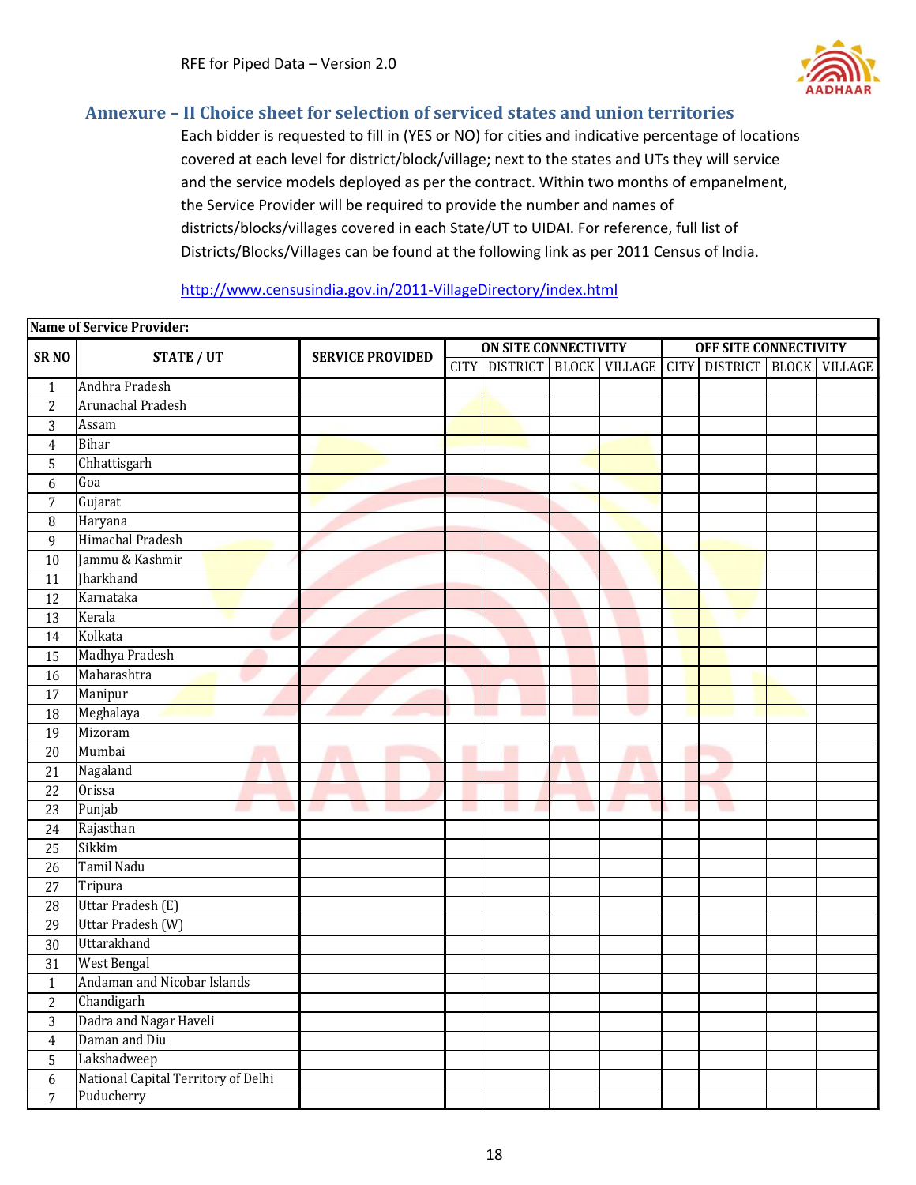## Annexure – II Choice sheet for selection of serviced states and union territories

Each bidder is requested to fill in (YES or NO) for cities and indicative percentage of locations covered at each level for district/block/village; next to the states and UTs they will service and the service models deployed as per the contract. Within two months of empanelment, the Service Provider will be required to provide the number and names of districts/blocks/villages covered in each State/UT to UIDAI. For reference, full list of Districts/Blocks/Villages can be found at the following link as per 2011 Census of India.

http://www.censusindia.gov.in/2011-VillageDirectory/index.html

**Name of Service Provider:**

| SR NO | STATE / UT | SERVICE PROVIDED | ON SITE CONNECTIVITY | | | | OFF SITE CONNECTIVITY | | | |
|---|---|---|---|---|---|---|---|---|---|---|
| | | | CITY | DISTRICT | BLOCK | VILLAGE | CITY | DISTRICT | BLOCK | VILLAGE |
| 1 | Andhra Pradesh | | | | | | | | | |
| 2 | Arunachal Pradesh | | | | | | | | | |
| 3 | Assam | | | | | | | | | |
| 4 | Bihar | | | | | | | | | |
| 5 | Chhattisgarh | | | | | | | | | |
| 6 | Goa | | | | | | | | | |
| 7 | Gujarat | | | | | | | | | |
| 8 | Haryana | | | | | | | | | |
| 9 | Himachal Pradesh | | | | | | | | | |
| 10 | Jammu & Kashmir | | | | | | | | | |
| 11 | Jharkhand | | | | | | | | | |
| 12 | Karnataka | | | | | | | | | |
| 13 | Kerala | | | | | | | | | |
| 14 | Kolkata | | | | | | | | | |
| 15 | Madhya Pradesh | | | | | | | | | |
| 16 | Maharashtra | | | | | | | | | |
| 17 | Manipur | | | | | | | | | |
| 18 | Meghalaya | | | | | | | | | |
| 19 | Mizoram | | | | | | | | | |
| 20 | Mumbai | | | | | | | | | |
| 21 | Nagaland | | | | | | | | | |
| 22 | Orissa | | | | | | | | | |
| 23 | Punjab | | | | | | | | | |
| 24 | Rajasthan | | | | | | | | | |
| 25 | Sikkim | | | | | | | | | |
| 26 | Tamil Nadu | | | | | | | | | |
| 27 | Tripura | | | | | | | | | |
| 28 | Uttar Pradesh (E) | | | | | | | | | |
| 29 | Uttar Pradesh (W) | | | | | | | | | |
| 30 | Uttarakhand | | | | | | | | | |
| 31 | West Bengal | | | | | | | | | |
| 1 | Andaman and Nicobar Islands | | | | | | | | | |
| 2 | Chandigarh | | | | | | | | | |
| 3 | Dadra and Nagar Haveli | | | | | | | | | |
| 4 | Daman and Diu | | | | | | | | | |
| 5 | Lakshadweep | | | | | | | | | |
| 6 | National Capital Territory of Delhi | | | | | | | | | |
| 7 | Puducherry | | | | | | | | | |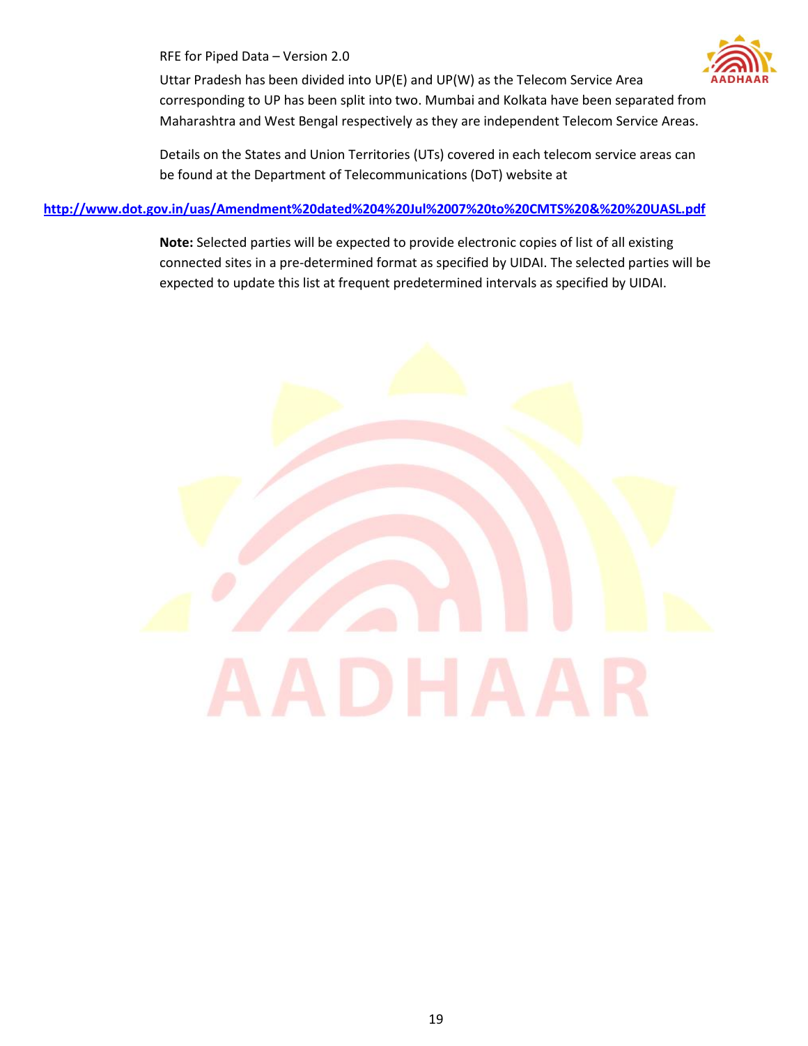Uttar Pradesh has been divided into UP(E) and UP(W) as the Telecom Service Area corresponding to UP has been split into two. Mumbai and Kolkata have been separated from Maharashtra and West Bengal respectively as they are independent Telecom Service Areas.

Details on the States and Union Territories (UTs) covered in each telecom service areas can be found at the Department of Telecommunications (DoT) website at

**http://www.dot.gov.in/uas/Amendment%20dated%204%20Jul%2007%20to%20CMTS%20&%20%20UASL.pdf**

**Note:** Selected parties will be expected to provide electronic copies of list of all existing connected sites in a pre-determined format as specified by UIDAI. The selected parties will be expected to update this list at frequent predetermined intervals as specified by UIDAI.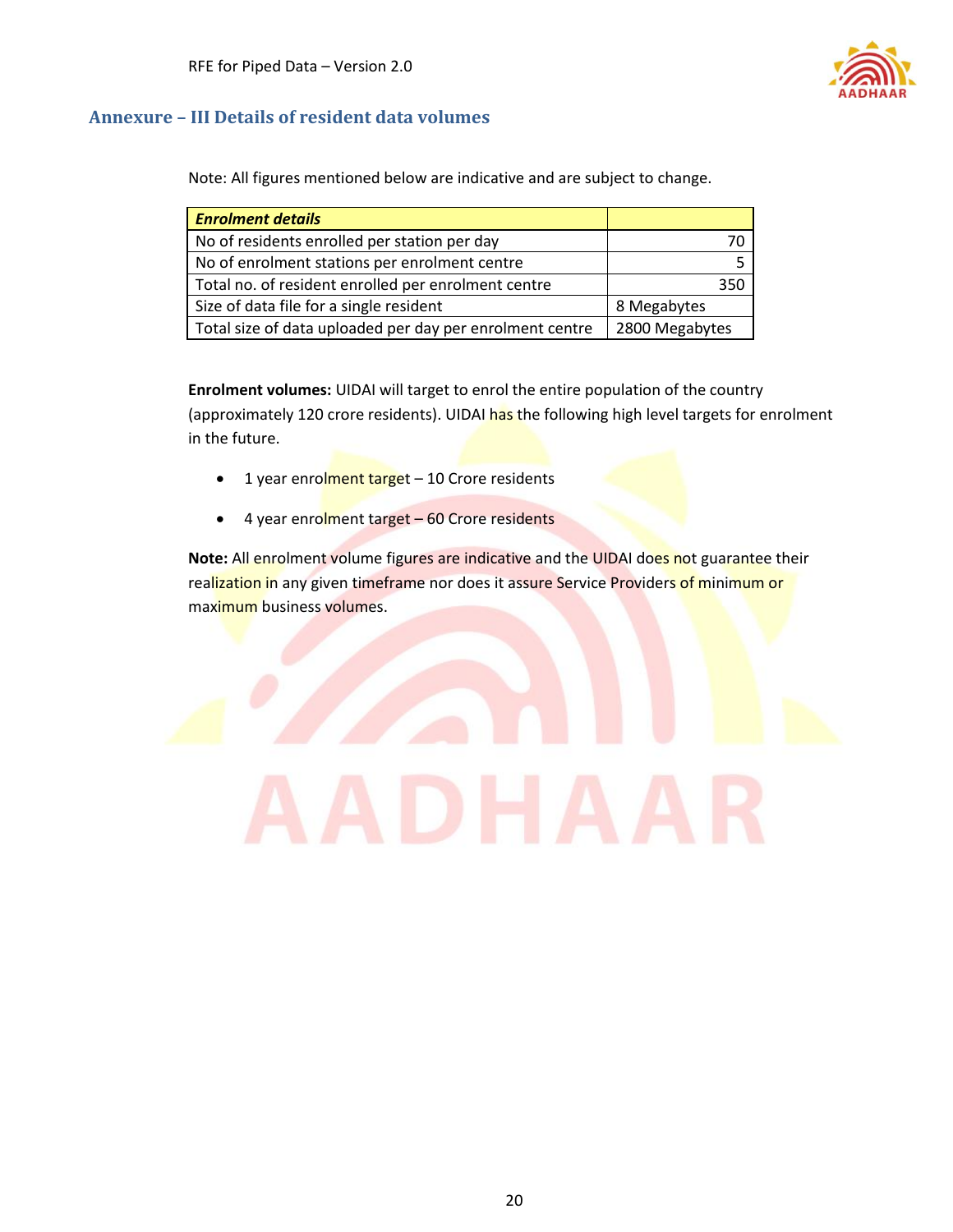## Annexure – III Details of resident data volumes

Note: All figures mentioned below are indicative and are subject to change.

| ***Enrolment details*** | |
|---|---|
| No of residents enrolled per station per day | 70 |
| No of enrolment stations per enrolment centre | 5 |
| Total no. of resident enrolled per enrolment centre | 350 |
| Size of data file for a single resident | 8 Megabytes |
| Total size of data uploaded per day per enrolment centre | 2800 Megabytes |

**Enrolment volumes:** UIDAI will target to enrol the entire population of the country (approximately 120 crore residents). UIDAI has the following high level targets for enrolment in the future.

- 1 year enrolment target – 10 Crore residents
- 4 year enrolment target – 60 Crore residents

**Note:** All enrolment volume figures are indicative and the UIDAI does not guarantee their realization in any given timeframe nor does it assure Service Providers of minimum or maximum business volumes.